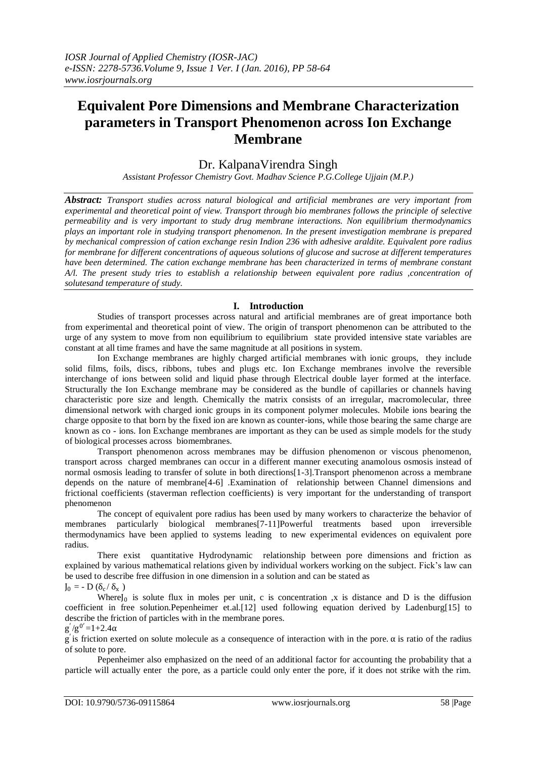*IOSR Journal of Applied Chemistry (IOSR-JAC)*
*e-ISSN: 2278-5736.Volume 9, Issue 1 Ver. I (Jan. 2016), PP 58-64*
*www.iosrjournals.org*

# Equivalent Pore Dimensions and Membrane Characterization parameters in Transport Phenomenon across Ion Exchange Membrane

Dr. KalpanaVirendra Singh

*Assistant Professor Chemistry Govt. Madhav Science P.G.College Ujjain (M.P.)*

***Abstract:*** *Transport studies across natural biological and artificial membranes are very important from experimental and theoretical point of view. Transport through bio membranes follows the principle of selective permeability and is very important to study drug membrane interactions. Non equilibrium thermodynamics plays an important role in studying transport phenomenon. In the present investigation membrane is prepared by mechanical compression of cation exchange resin Indion 236 with adhesive araldite. Equivalent pore radius for membrane for different concentrations of aqueous solutions of glucose and sucrose at different temperatures have been determined. The cation exchange membrane has been characterized in terms of membrane constant A/l. The present study tries to establish a relationship between equivalent pore radius ,concentration of solutesand temperature of study.*

## I. Introduction

Studies of transport processes across natural and artificial membranes are of great importance both from experimental and theoretical point of view. The origin of transport phenomenon can be attributed to the urge of any system to move from non equilibrium to equilibrium state provided intensive state variables are constant at all time frames and have the same magnitude at all positions in system.

Ion Exchange membranes are highly charged artificial membranes with ionic groups, they include solid films, foils, discs, ribbons, tubes and plugs etc. Ion Exchange membranes involve the reversible interchange of ions between solid and liquid phase through Electrical double layer formed at the interface. Structurally the Ion Exchange membrane may be considered as the bundle of capillaries or channels having characteristic pore size and length. Chemically the matrix consists of an irregular, macromolecular, three dimensional network with charged ionic groups in its component polymer molecules. Mobile ions bearing the charge opposite to that born by the fixed ion are known as counter-ions, while those bearing the same charge are known as co - ions. Ion Exchange membranes are important as they can be used as simple models for the study of biological processes across biomembranes.

Transport phenomenon across membranes may be diffusion phenomenon or viscous phenomenon, transport across charged membranes can occur in a different manner executing anamolous osmosis instead of normal osmosis leading to transfer of solute in both directions[1-3].Transport phenomenon across a membrane depends on the nature of membrane[4-6] .Examination of relationship between Channel dimensions and frictional coefficients (staverman reflection coefficients) is very important for the understanding of transport phenomenon

The concept of equivalent pore radius has been used by many workers to characterize the behavior of membranes particularly biological membranes[7-11]Powerful treatments based upon irreversible thermodynamics have been applied to systems leading to new experimental evidences on equivalent pore radius.

There exist quantitative Hydrodynamic relationship between pore dimensions and friction as explained by various mathematical relations given by individual workers working on the subject. Fick's law can be used to describe free diffusion in one dimension in a solution and can be stated as

$J_0 = - D\,(\delta_c / \delta_x)$

Where$J_0$ is solute flux in moles per unit, c is concentration ,x is distance and D is the diffusion coefficient in free solution.Pepenheimer et.al.[12] used following equation derived by Ladenburg[15] to describe the friction of particles with in the membrane pores.

$g' / g^{0'} = 1+2.4\alpha$

$g'$ is friction exerted on solute molecule as a consequence of interaction with in the pore. α is ratio of the radius of solute to pore.

Pepenheimer also emphasized on the need of an additional factor for accounting the probability that a particle will actually enter the pore, as a particle could only enter the pore, if it does not strike with the rim.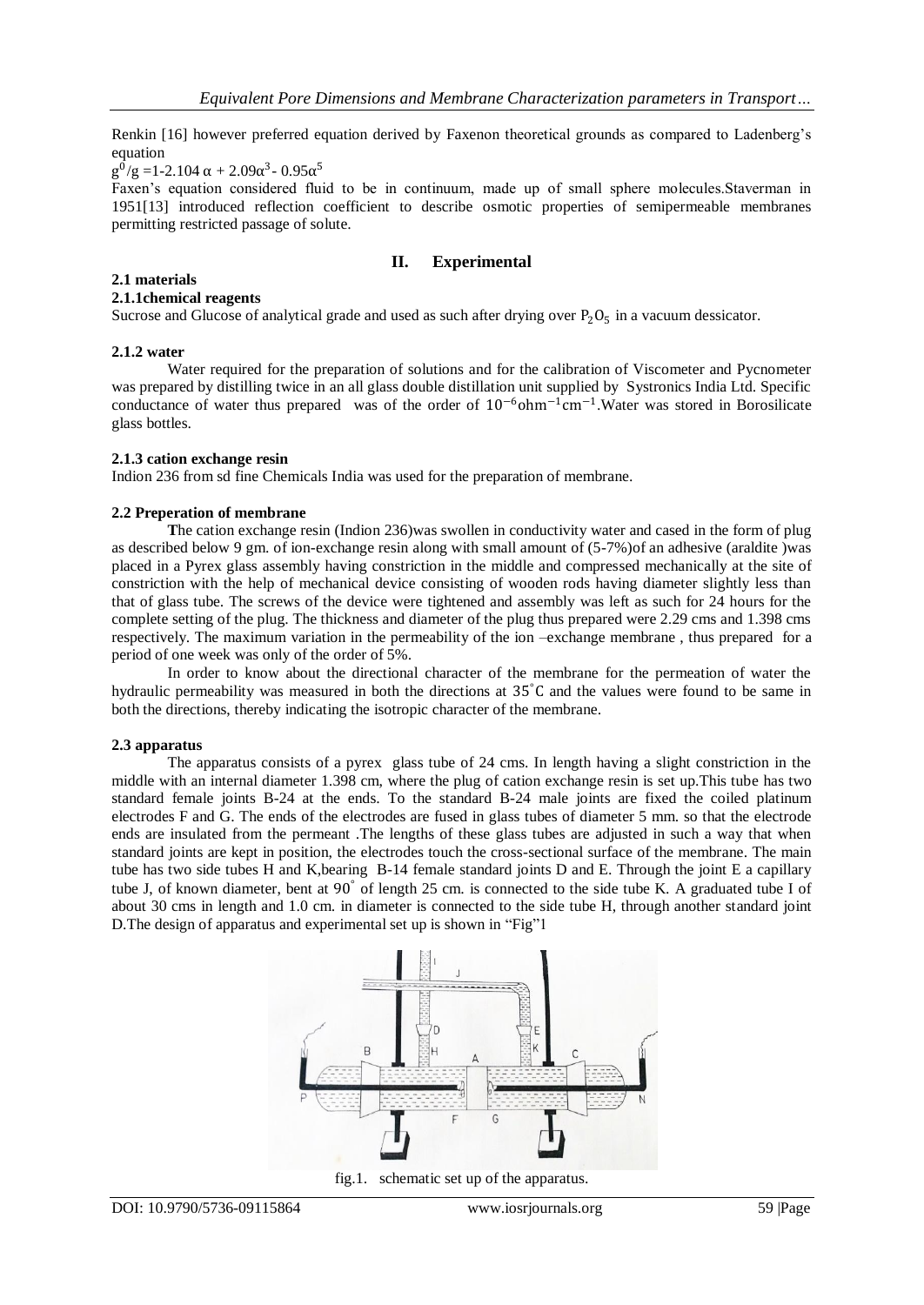Renkin [16] however preferred equation derived by Faxenon theoretical grounds as compared to Ladenberg's equation

$g^0/g = 1 - 2.104\,\alpha + 2.09\alpha^3 - 0.95\alpha^5$

Faxen's equation considered fluid to be in continuum, made up of small sphere molecules.Staverman in 1951[13] introduced reflection coefficient to describe osmotic properties of semipermeable membranes permitting restricted passage of solute.

## II. Experimental

### 2.1 materials

#### 2.1.1chemical reagents

Sucrose and Glucose of analytical grade and used as such after drying over $P_2O_5$ in a vacuum dessicator.

#### 2.1.2 water

Water required for the preparation of solutions and for the calibration of Viscometer and Pycnometer was prepared by distilling twice in an all glass double distillation unit supplied by Systronics India Ltd. Specific conductance of water thus prepared was of the order of $10^{-6}\text{ohm}^{-1}\text{cm}^{-1}$.Water was stored in Borosilicate glass bottles.

#### 2.1.3 cation exchange resin

Indion 236 from sd fine Chemicals India was used for the preparation of membrane.

### 2.2 Preperation of membrane

**T**he cation exchange resin (Indion 236)was swollen in conductivity water and cased in the form of plug as described below 9 gm. of ion-exchange resin along with small amount of (5-7%)of an adhesive (araldite )was placed in a Pyrex glass assembly having constriction in the middle and compressed mechanically at the site of constriction with the help of mechanical device consisting of wooden rods having diameter slightly less than that of glass tube. The screws of the device were tightened and assembly was left as such for 24 hours for the complete setting of the plug. The thickness and diameter of the plug thus prepared were 2.29 cms and 1.398 cms respectively. The maximum variation in the permeability of the ion –exchange membrane , thus prepared for a period of one week was only of the order of 5%.

In order to know about the directional character of the membrane for the permeation of water the hydraulic permeability was measured in both the directions at $35^{\circ}\text{C}$ and the values were found to be same in both the directions, thereby indicating the isotropic character of the membrane.

### 2.3 apparatus

The apparatus consists of a pyrex glass tube of 24 cms. In length having a slight constriction in the middle with an internal diameter 1.398 cm, where the plug of cation exchange resin is set up.This tube has two standard female joints B-24 at the ends. To the standard B-24 male joints are fixed the coiled platinum electrodes F and G. The ends of the electrodes are fused in glass tubes of diameter 5 mm. so that the electrode ends are insulated from the permeant .The lengths of these glass tubes are adjusted in such a way that when standard joints are kept in position, the electrodes touch the cross-sectional surface of the membrane. The main tube has two side tubes H and K,bearing B-14 female standard joints D and E. Through the joint E a capillary tube J, of known diameter, bent at $90^{\circ}$ of length 25 cm. is connected to the side tube K. A graduated tube I of about 30 cms in length and 1.0 cm. in diameter is connected to the side tube H, through another standard joint D.The design of apparatus and experimental set up is shown in "Fig"1

fig.1. schematic set up of the apparatus.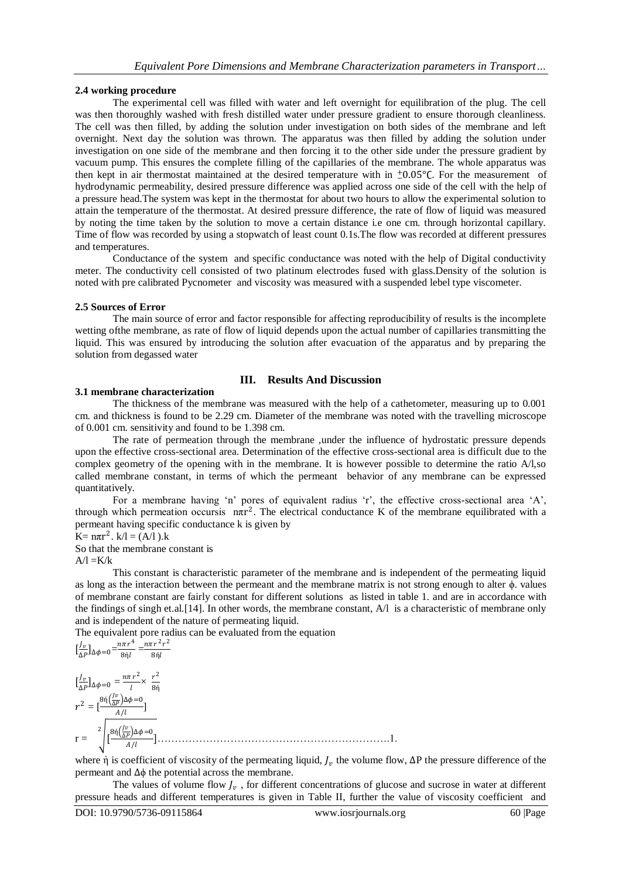### 2.4 working procedure

The experimental cell was filled with water and left overnight for equilibration of the plug. The cell was then thoroughly washed with fresh distilled water under pressure gradient to ensure thorough cleanliness. The cell was then filled, by adding the solution under investigation on both sides of the membrane and left overnight. Next day the solution was thrown. The apparatus was then filled by adding the solution under investigation on one side of the membrane and then forcing it to the other side under the pressure gradient by vacuum pump. This ensures the complete filling of the capillaries of the membrane. The whole apparatus was then kept in air thermostat maintained at the desired temperature with in $\pm 0.05°C$. For the measurement of hydrodynamic permeability, desired pressure difference was applied across one side of the cell with the help of a pressure head.The system was kept in the thermostat for about two hours to allow the experimental solution to attain the temperature of the thermostat. At desired pressure difference, the rate of flow of liquid was measured by noting the time taken by the solution to move a certain distance i.e one cm. through horizontal capillary. Time of flow was recorded by using a stopwatch of least count 0.1s.The flow was recorded at different pressures and temperatures.

Conductance of the system and specific conductance was noted with the help of Digital conductivity meter. The conductivity cell consisted of two platinum electrodes fused with glass.Density of the solution is noted with pre calibrated Pycnometer and viscosity was measured with a suspended lebel type viscometer.

### 2.5 Sources of Error

The main source of error and factor responsible for affecting reproducibility of results is the incomplete wetting ofthe membrane, as rate of flow of liquid depends upon the actual number of capillaries transmitting the liquid. This was ensured by introducing the solution after evacuation of the apparatus and by preparing the solution from degassed water

## III. Results And Discussion

### 3.1 membrane characterization

The thickness of the membrane was measured with the help of a cathetometer, measuring up to 0.001 cm. and thickness is found to be 2.29 cm. Diameter of the membrane was noted with the travelling microscope of 0.001 cm. sensitivity and found to be 1.398 cm.

The rate of permeation through the membrane ,under the influence of hydrostatic pressure depends upon the effective cross-sectional area. Determination of the effective cross-sectional area is difficult due to the complex geometry of the opening with in the membrane. It is however possible to determine the ratio A/l,so called membrane constant, in terms of which the permeant behavior of any membrane can be expressed quantitatively.

For a membrane having 'n' pores of equivalent radius 'r', the effective cross-sectional area 'A', through which permeation occursis $n\pi r^2$. The electrical conductance K of the membrane equilibrated with a permeant having specific conductance k is given by

$K= n\pi r^2 . k/l = (A/l ).k$

So that the membrane constant is

$A/l =K/k$

This constant is characteristic parameter of the membrane and is independent of the permeating liquid as long as the interaction between the permeant and the membrane matrix is not strong enough to alter ϕ. values of membrane constant are fairly constant for different solutions as listed in table 1. and are in accordance with the findings of singh et.al.[14]. In other words, the membrane constant, A/l is a characteristic of membrane only and is independent of the nature of permeating liquid.

The equivalent pore radius can be evaluated from the equation

$$\left[\frac{J_v}{\Delta P}\right]_{\Delta\phi=0} = \frac{n\pi r^4}{8\eta l} = \frac{n\pi r^2 r^2}{8\eta l}$$

$$\left[\frac{J_v}{\Delta P}\right]_{\Delta\phi=0} = \frac{n\pi r^2}{l} \times \frac{r^2}{8\eta}$$

$$r^2 = \left[\frac{8\eta\left(\frac{J_v}{\Delta P}\right)_{\Delta\phi=0}}{A/l}\right]$$

$$r = \sqrt[2]{\left[\frac{8\eta\left(\frac{J_v}{\Delta P}\right)_{\Delta\phi=0}}{A/l}\right]} \quad \ldots\ldots\ldots\ldots\ldots\ldots\ldots\ldots\ldots\ldots\ldots\ldots 1.$$

where $\eta$ is coefficient of viscosity of the permeating liquid, $J_v$ the volume flow, $\Delta P$ the pressure difference of the permeant and $\Delta\phi$ the potential across the membrane.

The values of volume flow $J_v$ , for different concentrations of glucose and sucrose in water at different pressure heads and different temperatures is given in Table II, further the value of viscosity coefficient and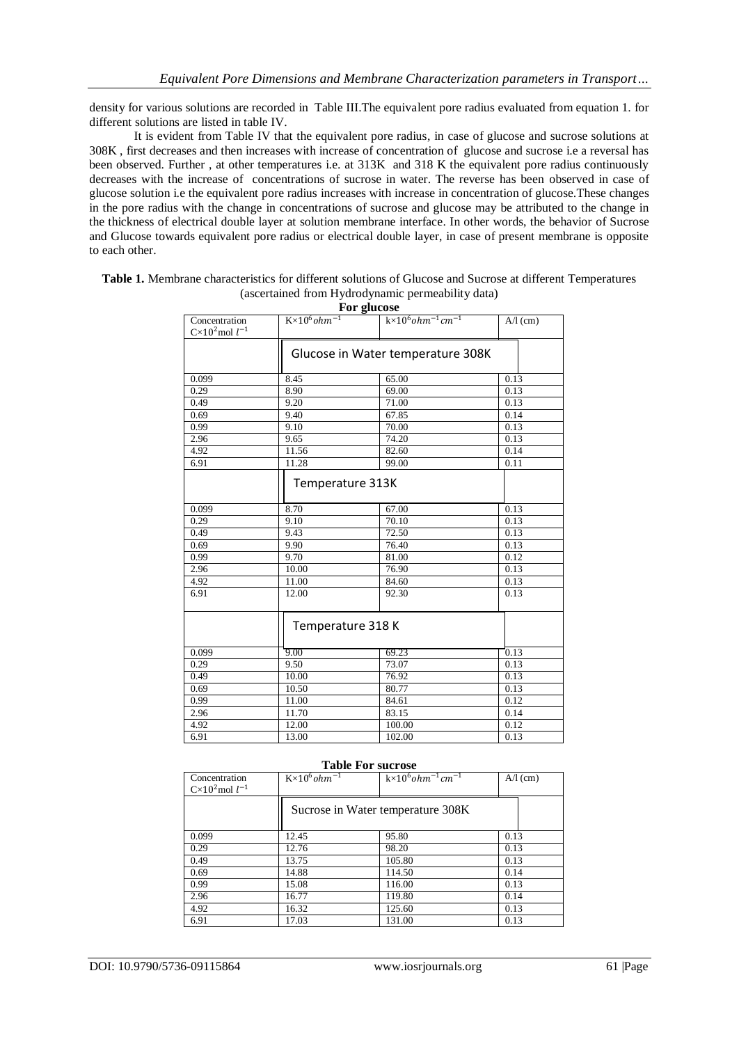density for various solutions are recorded in Table III.The equivalent pore radius evaluated from equation 1. for different solutions are listed in table IV.

It is evident from Table IV that the equivalent pore radius, in case of glucose and sucrose solutions at 308K , first decreases and then increases with increase of concentration of glucose and sucrose i.e a reversal has been observed. Further , at other temperatures i.e. at 313K and 318 K the equivalent pore radius continuously decreases with the increase of concentrations of sucrose in water. The reverse has been observed in case of glucose solution i.e the equivalent pore radius increases with increase in concentration of glucose.These changes in the pore radius with the change in concentrations of sucrose and glucose may be attributed to the change in the thickness of electrical double layer at solution membrane interface. In other words, the behavior of Sucrose and Glucose towards equivalent pore radius or electrical double layer, in case of present membrane is opposite to each other.

**Table 1.** Membrane characteristics for different solutions of Glucose and Sucrose at different Temperatures (ascertained from Hydrodynamic permeability data)

**For glucose**

| Concentration $C\times10^2$mol $l^{-1}$ | $K\times10^6 ohm^{-1}$ | $k\times10^6 ohm^{-1} cm^{-1}$ | A/l (cm) |
|---|---|---|---|
| | Glucose in Water temperature 308K | | |
| 0.099 | 8.45 | 65.00 | 0.13 |
| 0.29 | 8.90 | 69.00 | 0.13 |
| 0.49 | 9.20 | 71.00 | 0.13 |
| 0.69 | 9.40 | 67.85 | 0.14 |
| 0.99 | 9.10 | 70.00 | 0.13 |
| 2.96 | 9.65 | 74.20 | 0.13 |
| 4.92 | 11.56 | 82.60 | 0.14 |
| 6.91 | 11.28 | 99.00 | 0.11 |
| | Temperature 313K | | |
| 0.099 | 8.70 | 67.00 | 0.13 |
| 0.29 | 9.10 | 70.10 | 0.13 |
| 0.49 | 9.43 | 72.50 | 0.13 |
| 0.69 | 9.90 | 76.40 | 0.13 |
| 0.99 | 9.70 | 81.00 | 0.12 |
| 2.96 | 10.00 | 76.90 | 0.13 |
| 4.92 | 11.00 | 84.60 | 0.13 |
| 6.91 | 12.00 | 92.30 | 0.13 |
| | Temperature 318 K | | |
| 0.099 | 9.00 | 69.23 | 0.13 |
| 0.29 | 9.50 | 73.07 | 0.13 |
| 0.49 | 10.00 | 76.92 | 0.13 |
| 0.69 | 10.50 | 80.77 | 0.13 |
| 0.99 | 11.00 | 84.61 | 0.12 |
| 2.96 | 11.70 | 83.15 | 0.14 |
| 4.92 | 12.00 | 100.00 | 0.12 |
| 6.91 | 13.00 | 102.00 | 0.13 |

**Table For sucrose**

| Concentration $C\times10^2$mol $l^{-1}$ | $K\times10^6 ohm^{-1}$ | $k\times10^6 ohm^{-1} cm^{-1}$ | A/l (cm) |
|---|---|---|---|
| | Sucrose in Water temperature 308K | | |
| 0.099 | 12.45 | 95.80 | 0.13 |
| 0.29 | 12.76 | 98.20 | 0.13 |
| 0.49 | 13.75 | 105.80 | 0.13 |
| 0.69 | 14.88 | 114.50 | 0.14 |
| 0.99 | 15.08 | 116.00 | 0.13 |
| 2.96 | 16.77 | 119.80 | 0.14 |
| 4.92 | 16.32 | 125.60 | 0.13 |
| 6.91 | 17.03 | 131.00 | 0.13 |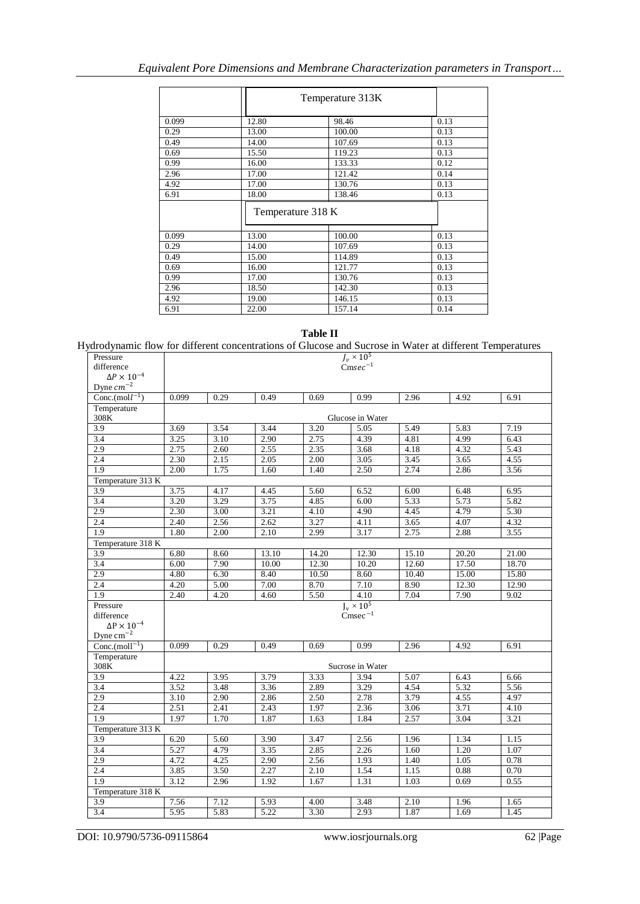| | Temperature 313K | | |
|---|---|---|---|
| 0.099 | 12.80 | 98.46 | 0.13 |
| 0.29 | 13.00 | 100.00 | 0.13 |
| 0.49 | 14.00 | 107.69 | 0.13 |
| 0.69 | 15.50 | 119.23 | 0.13 |
| 0.99 | 16.00 | 133.33 | 0.12 |
| 2.96 | 17.00 | 121.42 | 0.14 |
| 4.92 | 17.00 | 130.76 | 0.13 |
| 6.91 | 18.00 | 138.46 | 0.13 |
| | Temperature 318 K | | |
| 0.099 | 13.00 | 100.00 | 0.13 |
| 0.29 | 14.00 | 107.69 | 0.13 |
| 0.49 | 15.00 | 114.89 | 0.13 |
| 0.69 | 16.00 | 121.77 | 0.13 |
| 0.99 | 17.00 | 130.76 | 0.13 |
| 2.96 | 18.50 | 142.30 | 0.13 |
| 4.92 | 19.00 | 146.15 | 0.13 |
| 6.91 | 22.00 | 157.14 | 0.14 |

**Table II**

Hydrodynamic flow for different concentrations of Glucose and Sucrose in Water at different Temperatures

| Pressure difference $\Delta P \times 10^{-4}$ Dyne $cm^{-2}$ | $J_v \times 10^5$ Cm$sec^{-1}$ | | | | | | | |
|---|---|---|---|---|---|---|---|---|
| Conc.(mol$l^{-1}$) | 0.099 | 0.29 | 0.49 | 0.69 | 0.99 | 2.96 | 4.92 | 6.91 |
| Temperature 308K | Glucose in Water | | | | | | | |
| 3.9 | 3.69 | 3.54 | 3.44 | 3.20 | 5.05 | 5.49 | 5.83 | 7.19 |
| 3.4 | 3.25 | 3.10 | 2.90 | 2.75 | 4.39 | 4.81 | 4.99 | 6.43 |
| 2.9 | 2.75 | 2.60 | 2.55 | 2.35 | 3.68 | 4.18 | 4.32 | 5.43 |
| 2.4 | 2.30 | 2.15 | 2.05 | 2.00 | 3.05 | 3.45 | 3.65 | 4.55 |
| 1.9 | 2.00 | 1.75 | 1.60 | 1.40 | 2.50 | 2.74 | 2.86 | 3.56 |
| Temperature 313 K | | | | | | | | |
| 3.9 | 3.75 | 4.17 | 4.45 | 5.60 | 6.52 | 6.00 | 6.48 | 6.95 |
| 3.4 | 3.20 | 3.29 | 3.75 | 4.85 | 6.00 | 5.33 | 5.73 | 5.82 |
| 2.9 | 2.30 | 3.00 | 3.21 | 4.10 | 4.90 | 4.45 | 4.79 | 5.30 |
| 2.4 | 2.40 | 2.56 | 2.62 | 3.27 | 4.11 | 3.65 | 4.07 | 4.32 |
| 1.9 | 1.80 | 2.00 | 2.10 | 2.99 | 3.17 | 2.75 | 2.88 | 3.55 |
| Temperature 318 K | | | | | | | | |
| 3.9 | 6.80 | 8.60 | 13.10 | 14.20 | 12.30 | 15.10 | 20.20 | 21.00 |
| 3.4 | 6.00 | 7.90 | 10.00 | 12.30 | 10.20 | 12.60 | 17.50 | 18.70 |
| 2.9 | 4.80 | 6.30 | 8.40 | 10.50 | 8.60 | 10.40 | 15.00 | 15.80 |
| 2.4 | 4.20 | 5.00 | 7.00 | 8.70 | 7.10 | 8.90 | 12.30 | 12.90 |
| 1.9 | 2.40 | 4.20 | 4.60 | 5.50 | 4.10 | 7.04 | 7.90 | 9.02 |
| Pressure difference $\Delta P \times 10^{-4}$ Dyne $cm^{-2}$ | $J_v \times 10^5$ $Cmsec^{-1}$ | | | | | | | |
| Conc.(moll$^{-1}$) | 0.099 | 0.29 | 0.49 | 0.69 | 0.99 | 2.96 | 4.92 | 6.91 |
| Temperature 308K | Sucrose in Water | | | | | | | |
| 3.9 | 4.22 | 3.95 | 3.79 | 3.33 | 3.94 | 5.07 | 6.43 | 6.66 |
| 3.4 | 3.52 | 3.48 | 3.36 | 2.89 | 3.29 | 4.54 | 5.32 | 5.56 |
| 2.9 | 3.10 | 2.90 | 2.86 | 2.50 | 2.78 | 3.79 | 4.55 | 4.97 |
| 2.4 | 2.51 | 2.41 | 2.43 | 1.97 | 2.36 | 3.06 | 3.71 | 4.10 |
| 1.9 | 1.97 | 1.70 | 1.87 | 1.63 | 1.84 | 2.57 | 3.04 | 3.21 |
| Temperature 313 K | | | | | | | | |
| 3.9 | 6.20 | 5.60 | 3.90 | 3.47 | 2.56 | 1.96 | 1.34 | 1.15 |
| 3.4 | 5.27 | 4.79 | 3.35 | 2.85 | 2.26 | 1.60 | 1.20 | 1.07 |
| 2.9 | 4.72 | 4.25 | 2.90 | 2.56 | 1.93 | 1.40 | 1.05 | 0.78 |
| 2.4 | 3.85 | 3.50 | 2.27 | 2.10 | 1.54 | 1.15 | 0.88 | 0.70 |
| 1.9 | 3.12 | 2.96 | 1.92 | 1.67 | 1.31 | 1.03 | 0.69 | 0.55 |
| Temperature 318 K | | | | | | | | |
| 3.9 | 7.56 | 7.12 | 5.93 | 4.00 | 3.48 | 2.10 | 1.96 | 1.65 |
| 3.4 | 5.95 | 5.83 | 5.22 | 3.30 | 2.93 | 1.87 | 1.69 | 1.45 |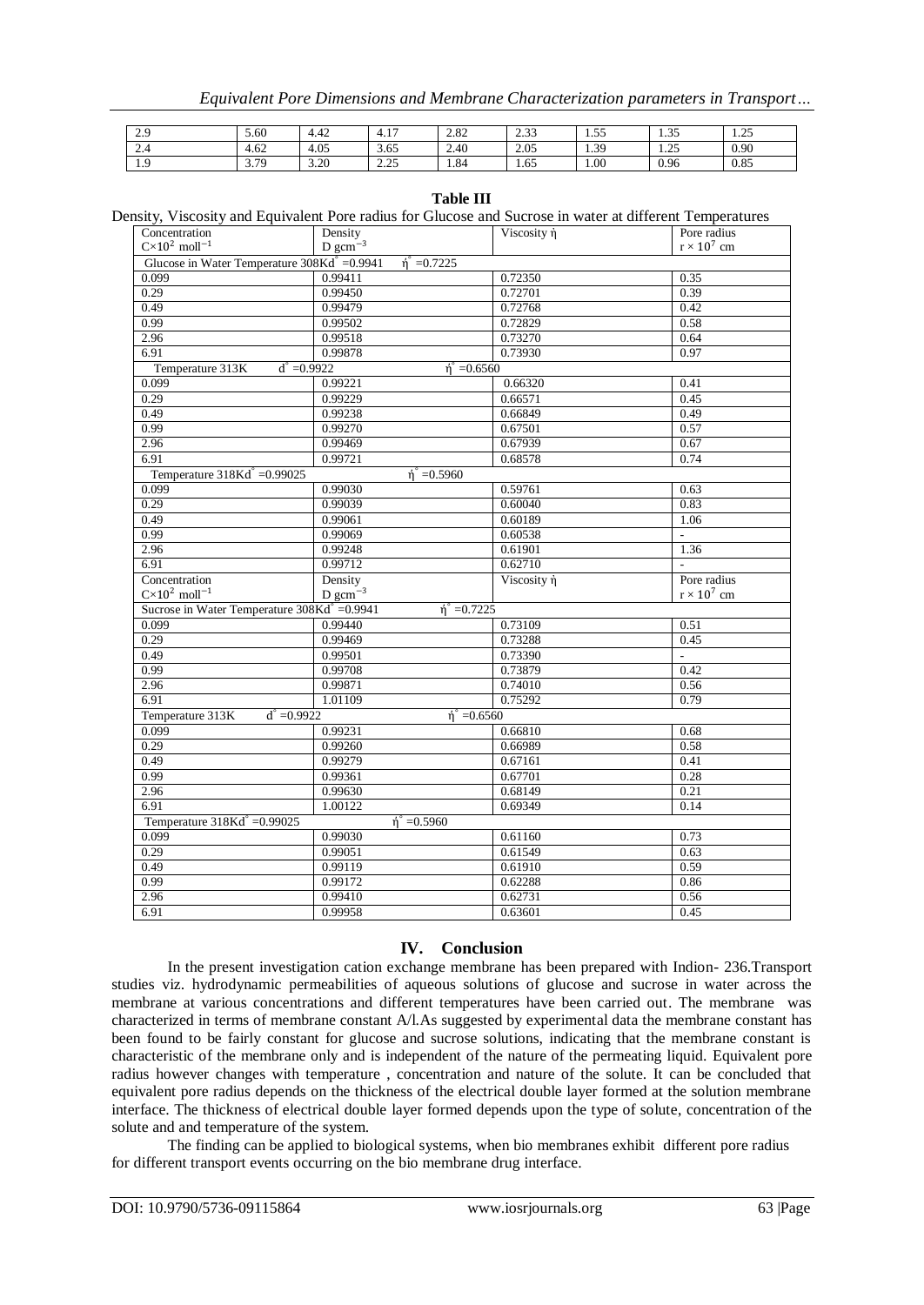| | | | | | | | | |
|---|---|---|---|---|---|---|---|---|
| 2.9 | 5.60 | 4.42 | 4.17 | 2.82 | 2.33 | 1.55 | 1.35 | 1.25 |
| 2.4 | 4.62 | 4.05 | 3.65 | 2.40 | 2.05 | 1.39 | 1.25 | 0.90 |
| 1.9 | 3.79 | 3.20 | 2.25 | 1.84 | 1.65 | 1.00 | 0.96 | 0.85 |

**Table III**

Density, Viscosity and Equivalent Pore radius for Glucose and Sucrose in water at different Temperatures

| Concentration $C\times10^2$ $moll^{-1}$ | Density D $gcm^{-3}$ | Viscosity ή | Pore radius $r\times10^7$ cm |
|---|---|---|---|
| Glucose in Water Temperature 308K $d^\circ$ =0.9941 | ή° =0.7225 | | |
| 0.099 | 0.99411 | 0.72350 | 0.35 |
| 0.29 | 0.99450 | 0.72701 | 0.39 |
| 0.49 | 0.99479 | 0.72768 | 0.42 |
| 0.99 | 0.99502 | 0.72829 | 0.58 |
| 2.96 | 0.99518 | 0.73270 | 0.64 |
| 6.91 | 0.99878 | 0.73930 | 0.97 |
| Temperature 313K $d^\circ$ =0.9922 | | ή° =0.6560 | |
| 0.099 | 0.99221 | 0.66320 | 0.41 |
| 0.29 | 0.99229 | 0.66571 | 0.45 |
| 0.49 | 0.99238 | 0.66849 | 0.49 |
| 0.99 | 0.99270 | 0.67501 | 0.57 |
| 2.96 | 0.99469 | 0.67939 | 0.67 |
| 6.91 | 0.99721 | 0.68578 | 0.74 |
| Temperature 318K $d^\circ$ =0.99025 | ή° =0.5960 | | |
| 0.099 | 0.99030 | 0.59761 | 0.63 |
| 0.29 | 0.99039 | 0.60040 | 0.83 |
| 0.49 | 0.99061 | 0.60189 | 1.06 |
| 0.99 | 0.99069 | 0.60538 | - |
| 2.96 | 0.99248 | 0.61901 | 1.36 |
| 6.91 | 0.99712 | 0.62710 | - |
| Concentration $C\times10^2$ $moll^{-1}$ | Density D $gcm^{-3}$ | Viscosity ή | Pore radius $r\times10^7$ cm |
| Sucrose in Water Temperature 308K $d^\circ$ =0.9941 | ή° =0.7225 | | |
| 0.099 | 0.99440 | 0.73109 | 0.51 |
| 0.29 | 0.99469 | 0.73288 | 0.45 |
| 0.49 | 0.99501 | 0.73390 | - |
| 0.99 | 0.99708 | 0.73879 | 0.42 |
| 2.96 | 0.99871 | 0.74010 | 0.56 |
| 6.91 | 1.01109 | 0.75292 | 0.79 |
| Temperature 313K $d^\circ$ =0.9922 | | ή° =0.6560 | |
| 0.099 | 0.99231 | 0.66810 | 0.68 |
| 0.29 | 0.99260 | 0.66989 | 0.58 |
| 0.49 | 0.99279 | 0.67161 | 0.41 |
| 0.99 | 0.99361 | 0.67701 | 0.28 |
| 2.96 | 0.99630 | 0.68149 | 0.21 |
| 6.91 | 1.00122 | 0.69349 | 0.14 |
| Temperature 318K $d^\circ$ =0.99025 | ή° =0.5960 | | |
| 0.099 | 0.99030 | 0.61160 | 0.73 |
| 0.29 | 0.99051 | 0.61549 | 0.63 |
| 0.49 | 0.99119 | 0.61910 | 0.59 |
| 0.99 | 0.99172 | 0.62288 | 0.86 |
| 2.96 | 0.99410 | 0.62731 | 0.56 |
| 6.91 | 0.99958 | 0.63601 | 0.45 |

## IV. Conclusion

In the present investigation cation exchange membrane has been prepared with Indion- 236.Transport studies viz. hydrodynamic permeabilities of aqueous solutions of glucose and sucrose in water across the membrane at various concentrations and different temperatures have been carried out. The membrane was characterized in terms of membrane constant A/l.As suggested by experimental data the membrane constant has been found to be fairly constant for glucose and sucrose solutions, indicating that the membrane constant is characteristic of the membrane only and is independent of the nature of the permeating liquid. Equivalent pore radius however changes with temperature , concentration and nature of the solute. It can be concluded that equivalent pore radius depends on the thickness of the electrical double layer formed at the solution membrane interface. The thickness of electrical double layer formed depends upon the type of solute, concentration of the solute and and temperature of the system.

The finding can be applied to biological systems, when bio membranes exhibit different pore radius for different transport events occurring on the bio membrane drug interface.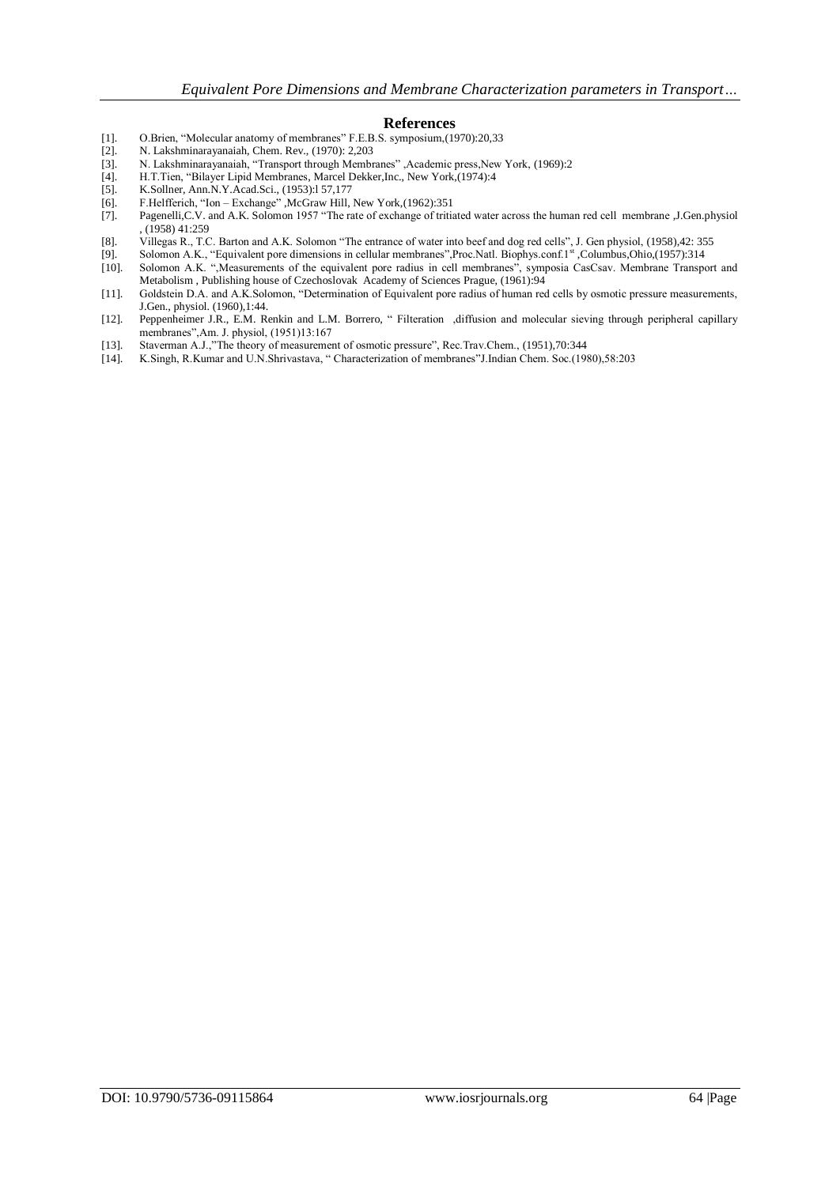## References

[1]. O.Brien, "Molecular anatomy of membranes" F.E.B.S. symposium,(1970):20,33

[2]. N. Lakshminarayanaiah, Chem. Rev., (1970): 2,203

[3]. N. Lakshminarayanaiah, "Transport through Membranes" ,Academic press,New York, (1969):2

[4]. H.T.Tien, "Bilayer Lipid Membranes, Marcel Dekker,Inc., New York,(1974):4

[5]. K.Sollner, Ann.N.Y.Acad.Sci., (1953):l 57,177

[6]. F.Helfferich, "Ion – Exchange" ,McGraw Hill, New York,(1962):351

[7]. Pagenelli,C.V. and A.K. Solomon 1957 "The rate of exchange of tritiated water across the human red cell membrane ,J.Gen.physiol , (1958) 41:259

[8]. Villegas R., T.C. Barton and A.K. Solomon "The entrance of water into beef and dog red cells", J. Gen physiol, (1958),42: 355

[9]. Solomon A.K., "Equivalent pore dimensions in cellular membranes",Proc.Natl. Biophys.conf.1st ,Columbus,Ohio,(1957):314

[10]. Solomon A.K. ",Measurements of the equivalent pore radius in cell membranes", symposia CasCsav. Membrane Transport and Metabolism , Publishing house of Czechoslovak Academy of Sciences Prague, (1961):94

[11]. Goldstein D.A. and A.K.Solomon, "Determination of Equivalent pore radius of human red cells by osmotic pressure measurements, J.Gen., physiol. (1960),1:44.

[12]. Peppenheimer J.R., E.M. Renkin and L.M. Borrero, " Filteration ,diffusion and molecular sieving through peripheral capillary membranes",Am. J. physiol, (1951)13:167

[13]. Staverman A.J.,"The theory of measurement of osmotic pressure", Rec.Trav.Chem., (1951),70:344

[14]. K.Singh, R.Kumar and U.N.Shrivastava, " Characterization of membranes"J.Indian Chem. Soc.(1980),58:203